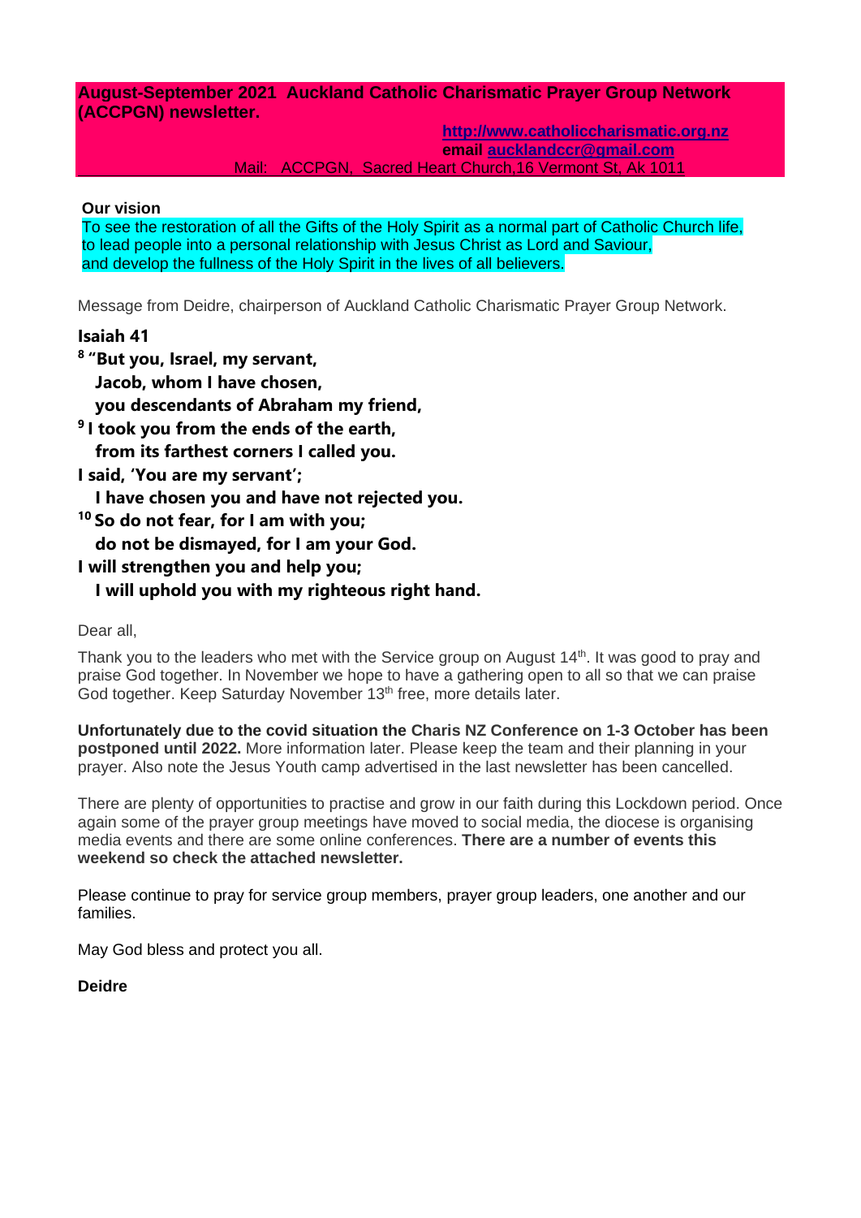**August-September 2021 Auckland Catholic Charismatic Prayer Group Network (ACCPGN) newsletter.**

**http://www.catholiccharismatic.org.nz**
**email aucklandccr@gmail.com**
Mail: ACCPGN, Sacred Heart Church,16 Vermont St, Ak 1011

**Our vision**

To see the restoration of all the Gifts of the Holy Spirit as a normal part of Catholic Church life,
to lead people into a personal relationship with Jesus Christ as Lord and Saviour,
and develop the fullness of the Holy Spirit in the lives of all believers.

Message from Deidre, chairperson of Auckland Catholic Charismatic Prayer Group Network.

**Isaiah 41**

**[8] "But you, Israel, my servant,**
**Jacob, whom I have chosen,**
**you descendants of Abraham my friend,**
**[9] I took you from the ends of the earth,**
**from its farthest corners I called you.**
**I said, 'You are my servant';**
**I have chosen you and have not rejected you.**
**[10] So do not fear, for I am with you;**
**do not be dismayed, for I am your God.**
**I will strengthen you and help you;**
**I will uphold you with my righteous right hand.**

Dear all,

Thank you to the leaders who met with the Service group on August 14th. It was good to pray and praise God together. In November we hope to have a gathering open to all so that we can praise God together. Keep Saturday November 13th free, more details later.

**Unfortunately due to the covid situation the Charis NZ Conference on 1-3 October has been postponed until 2022.** More information later. Please keep the team and their planning in your prayer. Also note the Jesus Youth camp advertised in the last newsletter has been cancelled.

There are plenty of opportunities to practise and grow in our faith during this Lockdown period. Once again some of the prayer group meetings have moved to social media, the diocese is organising media events and there are some online conferences. **There are a number of events this weekend so check the attached newsletter.**

Please continue to pray for service group members, prayer group leaders, one another and our families.

May God bless and protect you all.

**Deidre**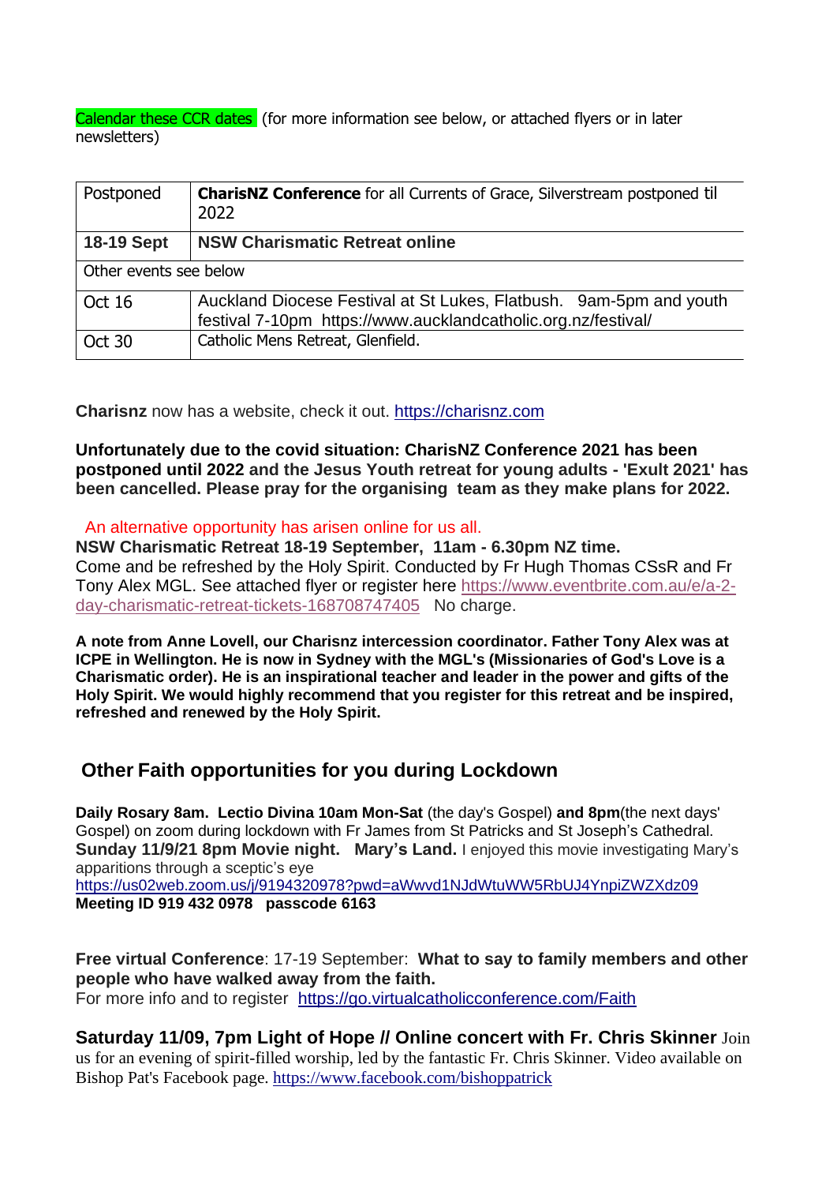Calendar these CCR dates (for more information see below, or attached flyers or in later newsletters)

| Postponed | **CharisNZ Conference** for all Currents of Grace, Silverstream postponed til 2022 |
|---|---|
| **18-19 Sept** | **NSW Charismatic Retreat online** |
| Other events see below | |
| Oct 16 | Auckland Diocese Festival at St Lukes, Flatbush. 9am-5pm and youth festival 7-10pm https://www.aucklandcatholic.org.nz/festival/ |
| Oct 30 | Catholic Mens Retreat, Glenfield. |

**Charisnz** now has a website, check it out. https://charisnz.com

**Unfortunately due to the covid situation: CharisNZ Conference 2021 has been postponed until 2022 and the Jesus Youth retreat for young adults - 'Exult 2021' has been cancelled. Please pray for the organising team as they make plans for 2022.**

An alternative opportunity has arisen online for us all.

**NSW Charismatic Retreat 18-19 September, 11am - 6.30pm NZ time.**

Come and be refreshed by the Holy Spirit. Conducted by Fr Hugh Thomas CSsR and Fr Tony Alex MGL. See attached flyer or register here https://www.eventbrite.com.au/e/a-2-day-charismatic-retreat-tickets-168708747405 No charge.

**A note from Anne Lovell, our Charisnz intercession coordinator. Father Tony Alex was at ICPE in Wellington. He is now in Sydney with the MGL's (Missionaries of God's Love is a Charismatic order). He is an inspirational teacher and leader in the power and gifts of the Holy Spirit. We would highly recommend that you register for this retreat and be inspired, refreshed and renewed by the Holy Spirit.**

## Other Faith opportunities for you during Lockdown

**Daily Rosary 8am. Lectio Divina 10am Mon-Sat** (the day's Gospel) **and 8pm**(the next days' Gospel) on zoom during lockdown with Fr James from St Patricks and St Joseph's Cathedral.

**Sunday 11/9/21 8pm Movie night. Mary's Land.** I enjoyed this movie investigating Mary's apparitions through a sceptic's eye

https://us02web.zoom.us/j/9194320978?pwd=aWwvd1NJdWtuWW5RbUJ4YnpiZWZXdz09

**Meeting ID 919 432 0978 passcode 6163**

**Free virtual Conference**: 17-19 September: **What to say to family members and other people who have walked away from the faith.**

For more info and to register https://go.virtualcatholicconference.com/Faith

**Saturday 11/09, 7pm Light of Hope // Online concert with Fr. Chris Skinner** Join us for an evening of spirit-filled worship, led by the fantastic Fr. Chris Skinner. Video available on Bishop Pat's Facebook page. https://www.facebook.com/bishoppatrick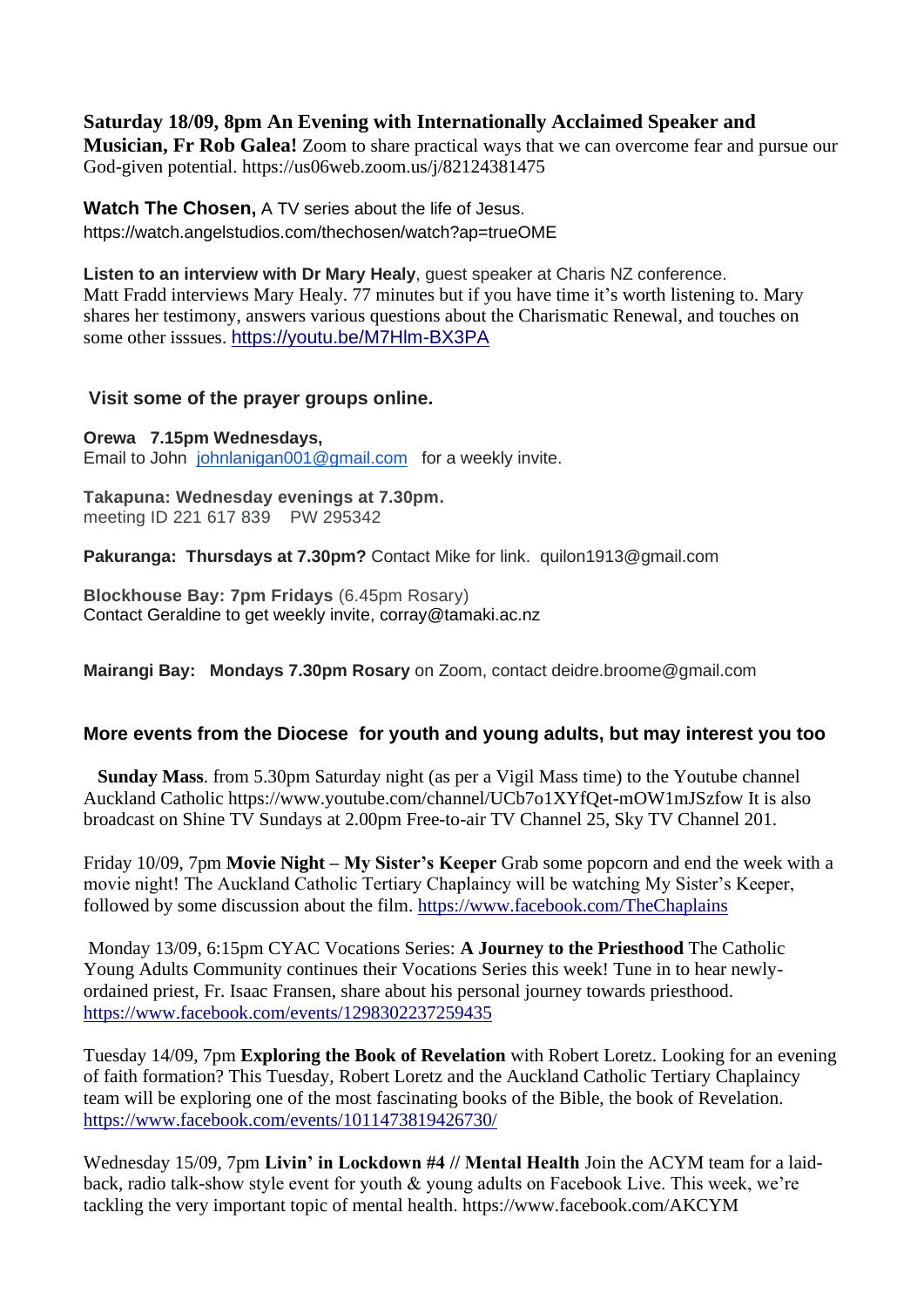**Saturday 18/09, 8pm An Evening with Internationally Acclaimed Speaker and Musician, Fr Rob Galea!** Zoom to share practical ways that we can overcome fear and pursue our God-given potential. https://us06web.zoom.us/j/82124381475

**Watch The Chosen,** A TV series about the life of Jesus.
https://watch.angelstudios.com/thechosen/watch?ap=trueOME

**Listen to an interview with Dr Mary Healy**, guest speaker at Charis NZ conference.
Matt Fradd interviews Mary Healy. 77 minutes but if you have time it's worth listening to. Mary shares her testimony, answers various questions about the Charismatic Renewal, and touches on some other isssues. https://youtu.be/M7Hlm-BX3PA

**Visit some of the prayer groups online.**

**Orewa 7.15pm Wednesdays,**
Email to John johnlanigan001@gmail.com for a weekly invite.

**Takapuna: Wednesday evenings at 7.30pm.**
meeting ID 221 617 839 PW 295342

**Pakuranga: Thursdays at 7.30pm?** Contact Mike for link. quilon1913@gmail.com

**Blockhouse Bay: 7pm Fridays** (6.45pm Rosary)
Contact Geraldine to get weekly invite, corray@tamaki.ac.nz

**Mairangi Bay: Mondays 7.30pm Rosary** on Zoom, contact deidre.broome@gmail.com

**More events from the Diocese for youth and young adults, but may interest you too**

**Sunday Mass**. from 5.30pm Saturday night (as per a Vigil Mass time) to the Youtube channel Auckland Catholic https://www.youtube.com/channel/UCb7o1XYfQet-mOW1mJSzfow It is also broadcast on Shine TV Sundays at 2.00pm Free-to-air TV Channel 25, Sky TV Channel 201.

Friday 10/09, 7pm **Movie Night – My Sister's Keeper** Grab some popcorn and end the week with a movie night! The Auckland Catholic Tertiary Chaplaincy will be watching My Sister's Keeper, followed by some discussion about the film. https://www.facebook.com/TheChaplains

Monday 13/09, 6:15pm CYAC Vocations Series: **A Journey to the Priesthood** The Catholic Young Adults Community continues their Vocations Series this week! Tune in to hear newly-ordained priest, Fr. Isaac Fransen, share about his personal journey towards priesthood. https://www.facebook.com/events/1298302237259435

Tuesday 14/09, 7pm **Exploring the Book of Revelation** with Robert Loretz. Looking for an evening of faith formation? This Tuesday, Robert Loretz and the Auckland Catholic Tertiary Chaplaincy team will be exploring one of the most fascinating books of the Bible, the book of Revelation. https://www.facebook.com/events/1011473819426730/

Wednesday 15/09, 7pm **Livin' in Lockdown #4 // Mental Health** Join the ACYM team for a laid-back, radio talk-show style event for youth & young adults on Facebook Live. This week, we're tackling the very important topic of mental health. https://www.facebook.com/AKCYM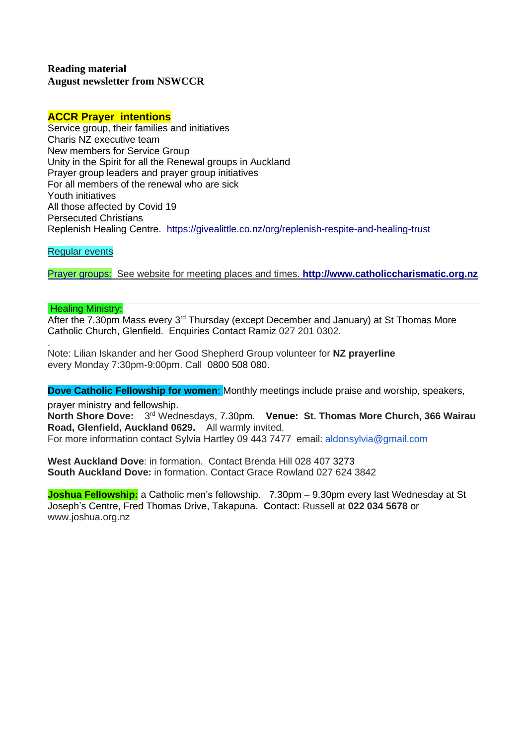**Reading material**
**August newsletter from NSWCCR**

**ACCR Prayer intentions**

Service group, their families and initiatives
Charis NZ executive team
New members for Service Group
Unity in the Spirit for all the Renewal groups in Auckland
Prayer group leaders and prayer group initiatives
For all members of the renewal who are sick
Youth initiatives
All those affected by Covid 19
Persecuted Christians
Replenish Healing Centre. https://givealittle.co.nz/org/replenish-respite-and-healing-trust

Regular events

Prayer groups: See website for meeting places and times. **http://www.catholiccharismatic.org.nz**

---

Healing Ministry:
After the 7.30pm Mass every 3rd Thursday (except December and January) at St Thomas More Catholic Church, Glenfield. Enquiries Contact Ramiz 027 201 0302.

.
Note: Lilian Iskander and her Good Shepherd Group volunteer for **NZ prayerline** every Monday 7:30pm-9:00pm. Call 0800 508 080.

**Dove Catholic Fellowship for women**: Monthly meetings include praise and worship, speakers, prayer ministry and fellowship.
**North Shore Dove:** 3rd Wednesdays, 7.30pm. **Venue: St. Thomas More Church, 366 Wairau Road, Glenfield, Auckland 0629.** All warmly invited.
For more information contact Sylvia Hartley 09 443 7477 email: aldonsylvia@gmail.com

**West Auckland Dove**: in formation. Contact Brenda Hill 028 407 3273
**South Auckland Dove:** in formation. Contact Grace Rowland 027 624 3842

**Joshua Fellowship:** a Catholic men's fellowship. 7.30pm – 9.30pm every last Wednesday at St Joseph's Centre, Fred Thomas Drive, Takapuna. **C**ontact: Russell at **022 034 5678** or www.joshua.org.nz